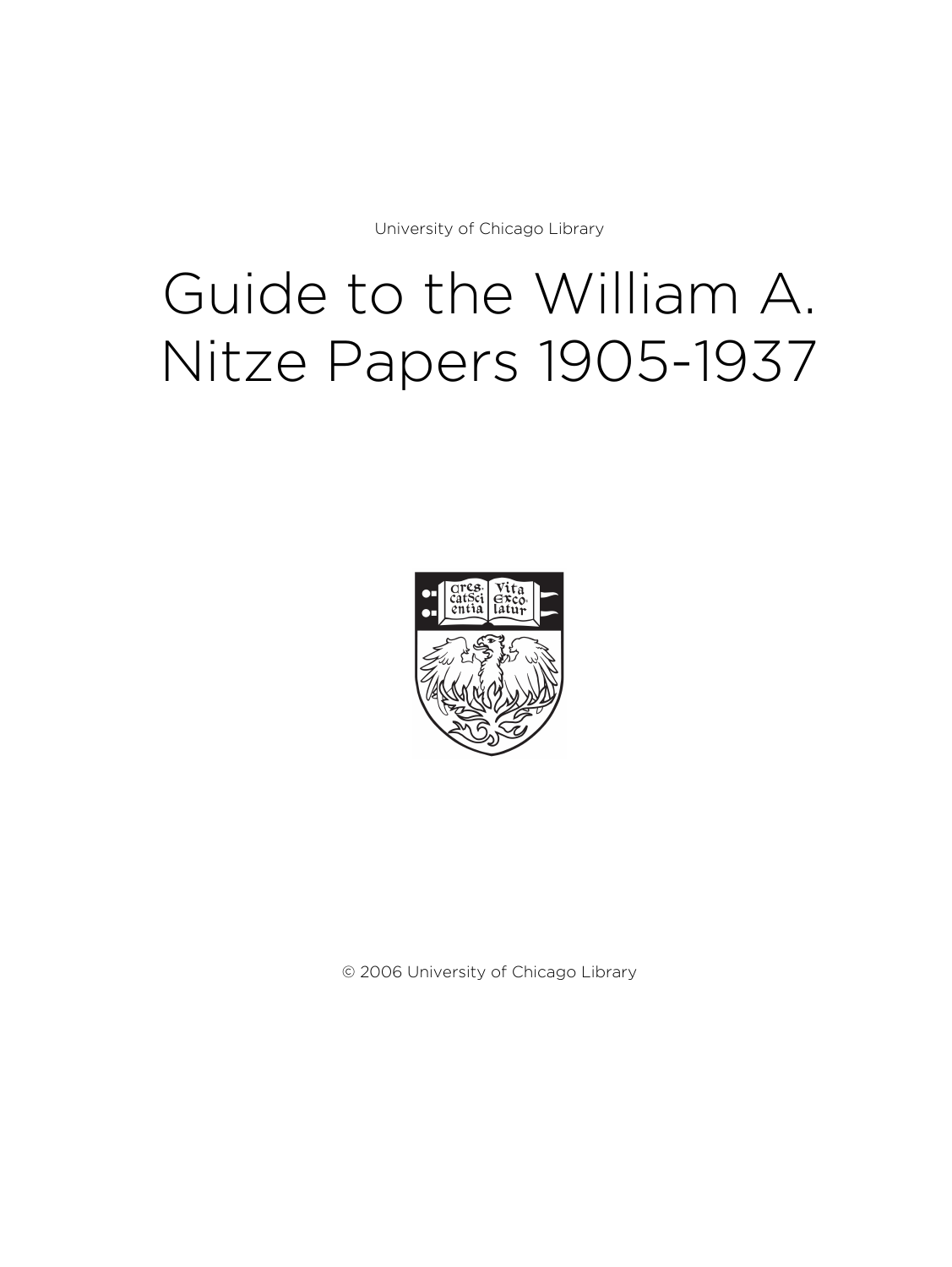University of Chicago Library

# Guide to the William A. Nitze Papers 1905-1937

© 2006 University of Chicago Library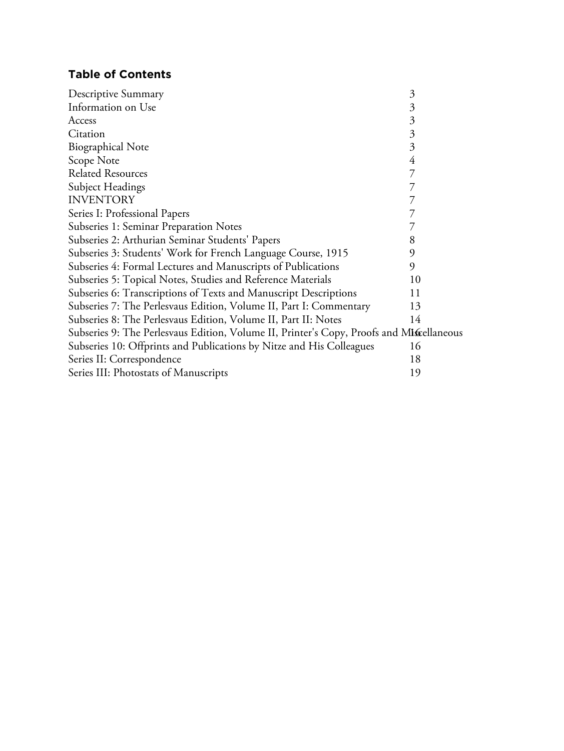## Table of Contents

| | |
|---|---|
| Descriptive Summary | 3 |
| Information on Use | 3 |
| Access | 3 |
| Citation | 3 |
| Biographical Note | 3 |
| Scope Note | 4 |
| Related Resources | 7 |
| Subject Headings | 7 |
| INVENTORY | 7 |
| Series I: Professional Papers | 7 |
| Subseries 1: Seminar Preparation Notes | 7 |
| Subseries 2: Arthurian Seminar Students' Papers | 8 |
| Subseries 3: Students' Work for French Language Course, 1915 | 9 |
| Subseries 4: Formal Lectures and Manuscripts of Publications | 9 |
| Subseries 5: Topical Notes, Studies and Reference Materials | 10 |
| Subseries 6: Transcriptions of Texts and Manuscript Descriptions | 11 |
| Subseries 7: The Perlesvaus Edition, Volume II, Part I: Commentary | 13 |
| Subseries 8: The Perlesvaus Edition, Volume II, Part II: Notes | 14 |
| Subseries 9: The Perlesvaus Edition, Volume II, Printer's Copy, Proofs and Miscellaneous | 16 |
| Subseries 10: Offprints and Publications by Nitze and His Colleagues | 16 |
| Series II: Correspondence | 18 |
| Series III: Photostats of Manuscripts | 19 |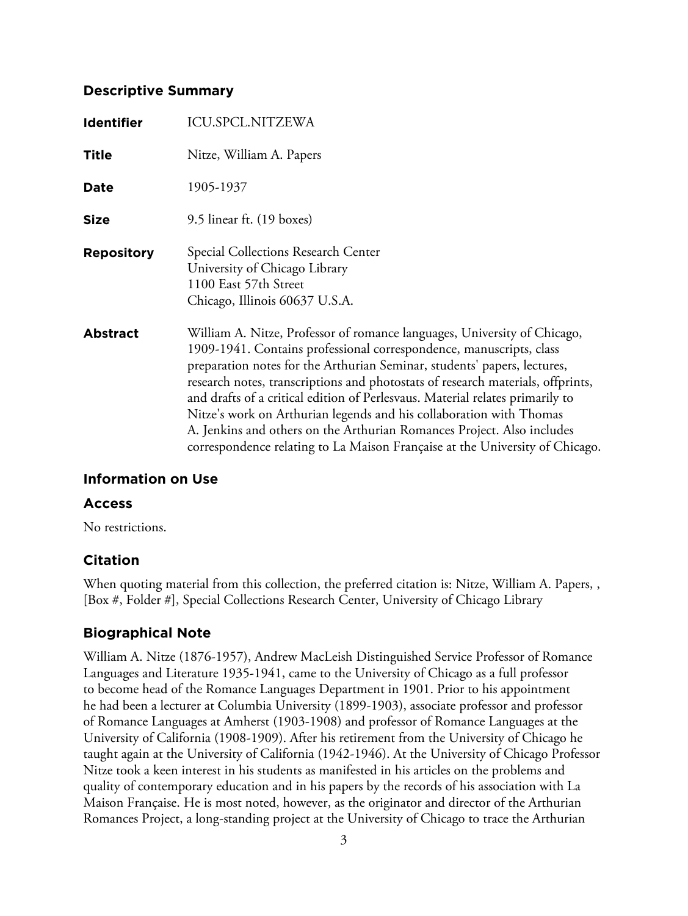## Descriptive Summary

| | |
|---|---|
| **Identifier** | ICU.SPCL.NITZEWA |
| **Title** | Nitze, William A. Papers |
| **Date** | 1905-1937 |
| **Size** | 9.5 linear ft. (19 boxes) |
| **Repository** | Special Collections Research Center<br>University of Chicago Library<br>1100 East 57th Street<br>Chicago, Illinois 60637 U.S.A. |
| **Abstract** | William A. Nitze, Professor of romance languages, University of Chicago, 1909-1941. Contains professional correspondence, manuscripts, class preparation notes for the Arthurian Seminar, students' papers, lectures, research notes, transcriptions and photostats of research materials, offprints, and drafts of a critical edition of Perlesvaus. Material relates primarily to Nitze's work on Arthurian legends and his collaboration with Thomas A. Jenkins and others on the Arthurian Romances Project. Also includes correspondence relating to La Maison Française at the University of Chicago. |

## Information on Use

### Access

No restrictions.

### Citation

When quoting material from this collection, the preferred citation is: Nitze, William A. Papers, , [Box #, Folder #], Special Collections Research Center, University of Chicago Library

## Biographical Note

William A. Nitze (1876-1957), Andrew MacLeish Distinguished Service Professor of Romance Languages and Literature 1935-1941, came to the University of Chicago as a full professor to become head of the Romance Languages Department in 1901. Prior to his appointment he had been a lecturer at Columbia University (1899-1903), associate professor and professor of Romance Languages at Amherst (1903-1908) and professor of Romance Languages at the University of California (1908-1909). After his retirement from the University of Chicago he taught again at the University of California (1942-1946). At the University of Chicago Professor Nitze took a keen interest in his students as manifested in his articles on the problems and quality of contemporary education and in his papers by the records of his association with La Maison Française. He is most noted, however, as the originator and director of the Arthurian Romances Project, a long-standing project at the University of Chicago to trace the Arthurian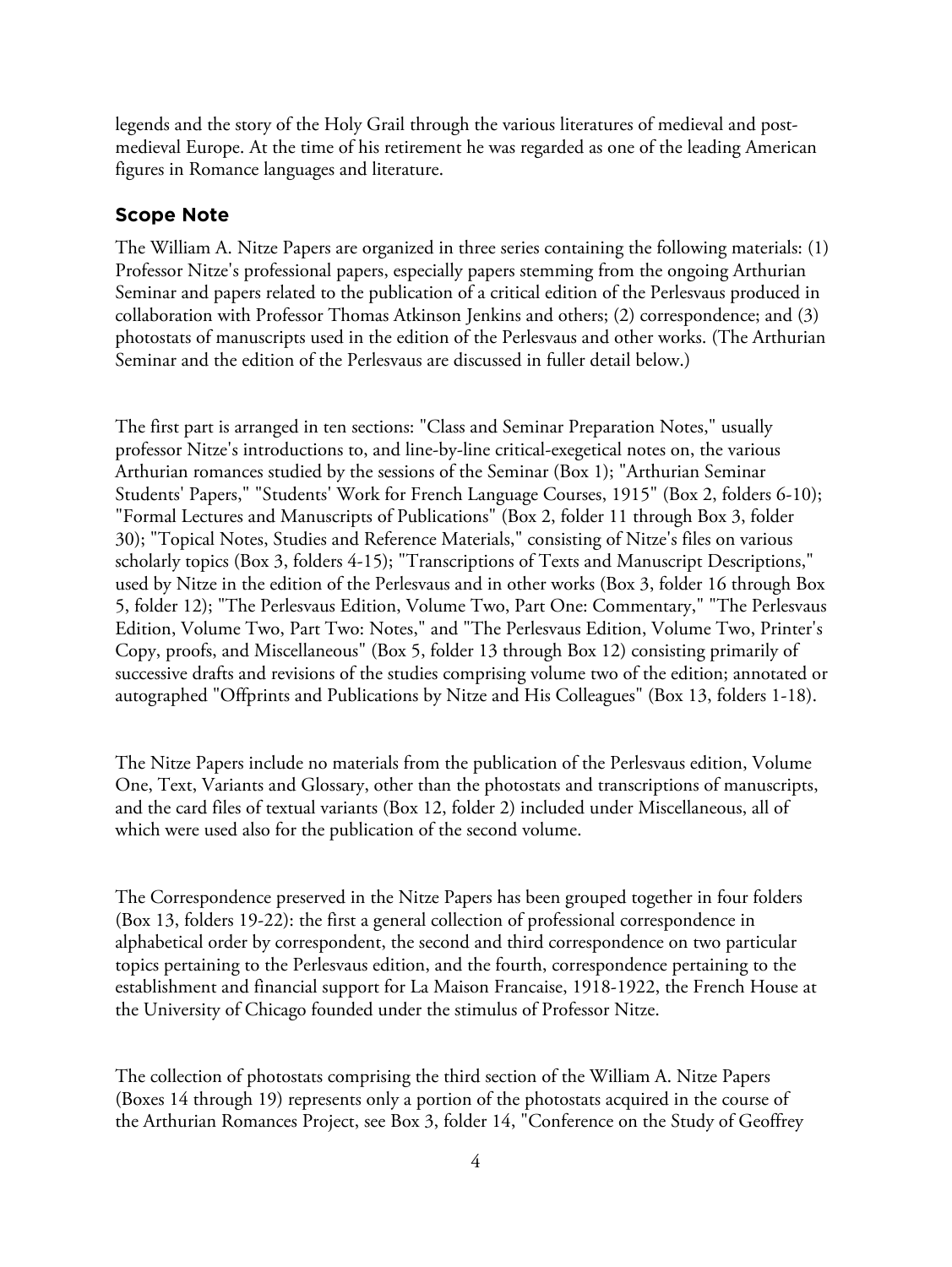legends and the story of the Holy Grail through the various literatures of medieval and post-medieval Europe. At the time of his retirement he was regarded as one of the leading American figures in Romance languages and literature.

## Scope Note

The William A. Nitze Papers are organized in three series containing the following materials: (1) Professor Nitze's professional papers, especially papers stemming from the ongoing Arthurian Seminar and papers related to the publication of a critical edition of the Perlesvaus produced in collaboration with Professor Thomas Atkinson Jenkins and others; (2) correspondence; and (3) photostats of manuscripts used in the edition of the Perlesvaus and other works. (The Arthurian Seminar and the edition of the Perlesvaus are discussed in fuller detail below.)

The first part is arranged in ten sections: "Class and Seminar Preparation Notes," usually professor Nitze's introductions to, and line-by-line critical-exegetical notes on, the various Arthurian romances studied by the sessions of the Seminar (Box 1); "Arthurian Seminar Students' Papers," "Students' Work for French Language Courses, 1915" (Box 2, folders 6-10); "Formal Lectures and Manuscripts of Publications" (Box 2, folder 11 through Box 3, folder 30); "Topical Notes, Studies and Reference Materials," consisting of Nitze's files on various scholarly topics (Box 3, folders 4-15); "Transcriptions of Texts and Manuscript Descriptions," used by Nitze in the edition of the Perlesvaus and in other works (Box 3, folder 16 through Box 5, folder 12); "The Perlesvaus Edition, Volume Two, Part One: Commentary," "The Perlesvaus Edition, Volume Two, Part Two: Notes," and "The Perlesvaus Edition, Volume Two, Printer's Copy, proofs, and Miscellaneous" (Box 5, folder 13 through Box 12) consisting primarily of successive drafts and revisions of the studies comprising volume two of the edition; annotated or autographed "Offprints and Publications by Nitze and His Colleagues" (Box 13, folders 1-18).

The Nitze Papers include no materials from the publication of the Perlesvaus edition, Volume One, Text, Variants and Glossary, other than the photostats and transcriptions of manuscripts, and the card files of textual variants (Box 12, folder 2) included under Miscellaneous, all of which were used also for the publication of the second volume.

The Correspondence preserved in the Nitze Papers has been grouped together in four folders (Box 13, folders 19-22): the first a general collection of professional correspondence in alphabetical order by correspondent, the second and third correspondence on two particular topics pertaining to the Perlesvaus edition, and the fourth, correspondence pertaining to the establishment and financial support for La Maison Francaise, 1918-1922, the French House at the University of Chicago founded under the stimulus of Professor Nitze.

The collection of photostats comprising the third section of the William A. Nitze Papers (Boxes 14 through 19) represents only a portion of the photostats acquired in the course of the Arthurian Romances Project, see Box 3, folder 14, "Conference on the Study of Geoffrey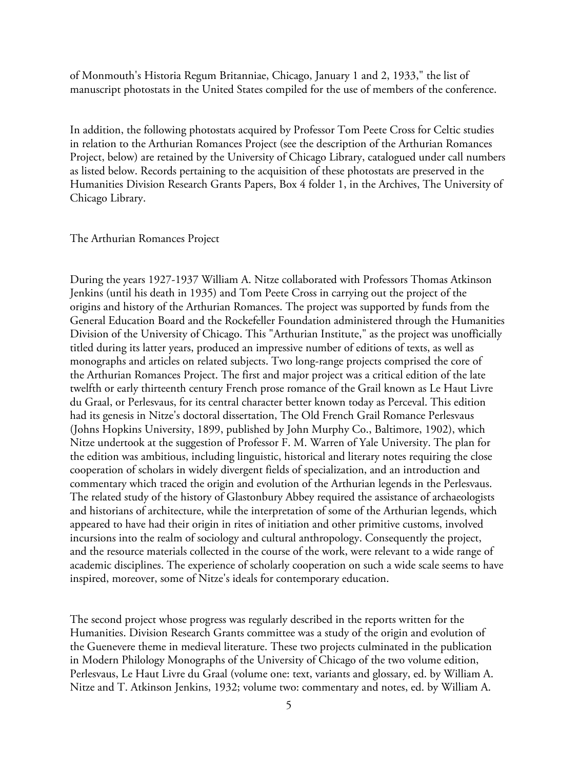of Monmouth's Historia Regum Britanniae, Chicago, January 1 and 2, 1933," the list of manuscript photostats in the United States compiled for the use of members of the conference.

In addition, the following photostats acquired by Professor Tom Peete Cross for Celtic studies in relation to the Arthurian Romances Project (see the description of the Arthurian Romances Project, below) are retained by the University of Chicago Library, catalogued under call numbers as listed below. Records pertaining to the acquisition of these photostats are preserved in the Humanities Division Research Grants Papers, Box 4 folder 1, in the Archives, The University of Chicago Library.

## The Arthurian Romances Project

During the years 1927-1937 William A. Nitze collaborated with Professors Thomas Atkinson Jenkins (until his death in 1935) and Tom Peete Cross in carrying out the project of the origins and history of the Arthurian Romances. The project was supported by funds from the General Education Board and the Rockefeller Foundation administered through the Humanities Division of the University of Chicago. This "Arthurian Institute," as the project was unofficially titled during its latter years, produced an impressive number of editions of texts, as well as monographs and articles on related subjects. Two long-range projects comprised the core of the Arthurian Romances Project. The first and major project was a critical edition of the late twelfth or early thirteenth century French prose romance of the Grail known as Le Haut Livre du Graal, or Perlesvaus, for its central character better known today as Perceval. This edition had its genesis in Nitze's doctoral dissertation, The Old French Grail Romance Perlesvaus (Johns Hopkins University, 1899, published by John Murphy Co., Baltimore, 1902), which Nitze undertook at the suggestion of Professor F. M. Warren of Yale University. The plan for the edition was ambitious, including linguistic, historical and literary notes requiring the close cooperation of scholars in widely divergent fields of specialization, and an introduction and commentary which traced the origin and evolution of the Arthurian legends in the Perlesvaus. The related study of the history of Glastonbury Abbey required the assistance of archaeologists and historians of architecture, while the interpretation of some of the Arthurian legends, which appeared to have had their origin in rites of initiation and other primitive customs, involved incursions into the realm of sociology and cultural anthropology. Consequently the project, and the resource materials collected in the course of the work, were relevant to a wide range of academic disciplines. The experience of scholarly cooperation on such a wide scale seems to have inspired, moreover, some of Nitze's ideals for contemporary education.

The second project whose progress was regularly described in the reports written for the Humanities. Division Research Grants committee was a study of the origin and evolution of the Guenevere theme in medieval literature. These two projects culminated in the publication in Modern Philology Monographs of the University of Chicago of the two volume edition, Perlesvaus, Le Haut Livre du Graal (volume one: text, variants and glossary, ed. by William A. Nitze and T. Atkinson Jenkins, 1932; volume two: commentary and notes, ed. by William A.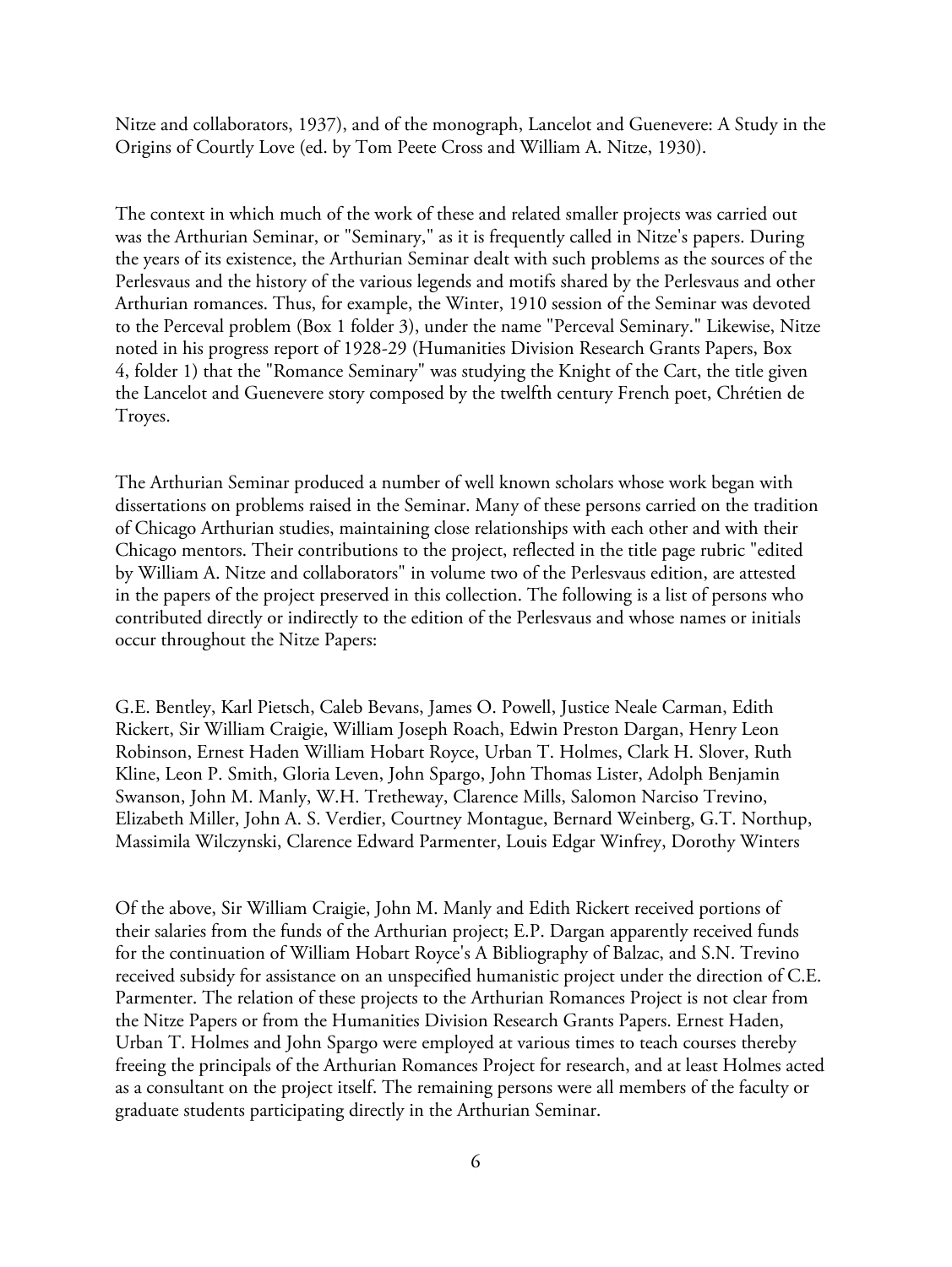Nitze and collaborators, 1937), and of the monograph, Lancelot and Guenevere: A Study in the Origins of Courtly Love (ed. by Tom Peete Cross and William A. Nitze, 1930).

The context in which much of the work of these and related smaller projects was carried out was the Arthurian Seminar, or "Seminary," as it is frequently called in Nitze's papers. During the years of its existence, the Arthurian Seminar dealt with such problems as the sources of the Perlesvaus and the history of the various legends and motifs shared by the Perlesvaus and other Arthurian romances. Thus, for example, the Winter, 1910 session of the Seminar was devoted to the Perceval problem (Box 1 folder 3), under the name "Perceval Seminary." Likewise, Nitze noted in his progress report of 1928-29 (Humanities Division Research Grants Papers, Box 4, folder 1) that the "Romance Seminary" was studying the Knight of the Cart, the title given the Lancelot and Guenevere story composed by the twelfth century French poet, Chrétien de Troyes.

The Arthurian Seminar produced a number of well known scholars whose work began with dissertations on problems raised in the Seminar. Many of these persons carried on the tradition of Chicago Arthurian studies, maintaining close relationships with each other and with their Chicago mentors. Their contributions to the project, reflected in the title page rubric "edited by William A. Nitze and collaborators" in volume two of the Perlesvaus edition, are attested in the papers of the project preserved in this collection. The following is a list of persons who contributed directly or indirectly to the edition of the Perlesvaus and whose names or initials occur throughout the Nitze Papers:

G.E. Bentley, Karl Pietsch, Caleb Bevans, James O. Powell, Justice Neale Carman, Edith Rickert, Sir William Craigie, William Joseph Roach, Edwin Preston Dargan, Henry Leon Robinson, Ernest Haden William Hobart Royce, Urban T. Holmes, Clark H. Slover, Ruth Kline, Leon P. Smith, Gloria Leven, John Spargo, John Thomas Lister, Adolph Benjamin Swanson, John M. Manly, W.H. Tretheway, Clarence Mills, Salomon Narciso Trevino, Elizabeth Miller, John A. S. Verdier, Courtney Montague, Bernard Weinberg, G.T. Northup, Massimila Wilczynski, Clarence Edward Parmenter, Louis Edgar Winfrey, Dorothy Winters

Of the above, Sir William Craigie, John M. Manly and Edith Rickert received portions of their salaries from the funds of the Arthurian project; E.P. Dargan apparently received funds for the continuation of William Hobart Royce's A Bibliography of Balzac, and S.N. Trevino received subsidy for assistance on an unspecified humanistic project under the direction of C.E. Parmenter. The relation of these projects to the Arthurian Romances Project is not clear from the Nitze Papers or from the Humanities Division Research Grants Papers. Ernest Haden, Urban T. Holmes and John Spargo were employed at various times to teach courses thereby freeing the principals of the Arthurian Romances Project for research, and at least Holmes acted as a consultant on the project itself. The remaining persons were all members of the faculty or graduate students participating directly in the Arthurian Seminar.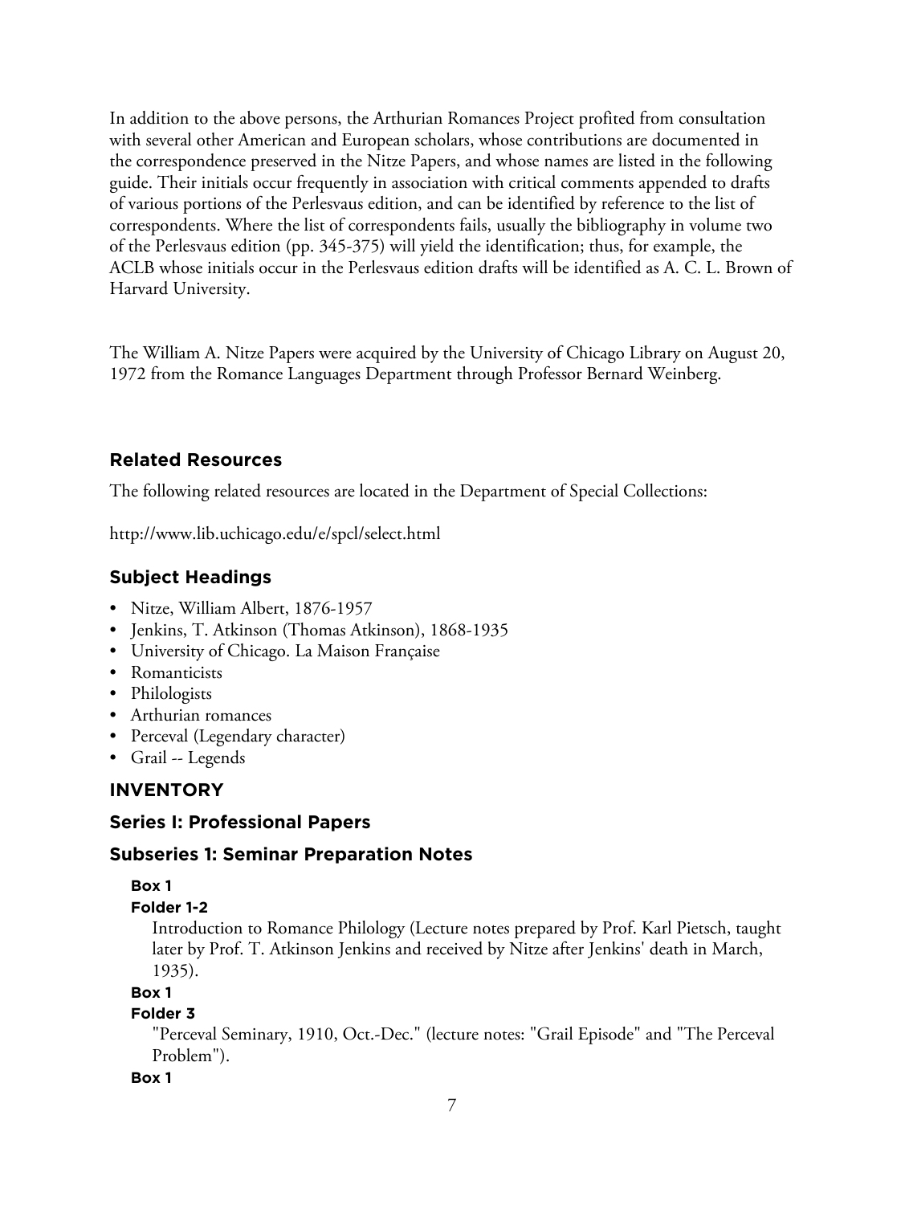In addition to the above persons, the Arthurian Romances Project profited from consultation with several other American and European scholars, whose contributions are documented in the correspondence preserved in the Nitze Papers, and whose names are listed in the following guide. Their initials occur frequently in association with critical comments appended to drafts of various portions of the Perlesvaus edition, and can be identified by reference to the list of correspondents. Where the list of correspondents fails, usually the bibliography in volume two of the Perlesvaus edition (pp. 345-375) will yield the identification; thus, for example, the ACLB whose initials occur in the Perlesvaus edition drafts will be identified as A. C. L. Brown of Harvard University.

The William A. Nitze Papers were acquired by the University of Chicago Library on August 20, 1972 from the Romance Languages Department through Professor Bernard Weinberg.

## Related Resources

The following related resources are located in the Department of Special Collections:

http://www.lib.uchicago.edu/e/spcl/select.html

## Subject Headings

- Nitze, William Albert, 1876-1957
- Jenkins, T. Atkinson (Thomas Atkinson), 1868-1935
- University of Chicago. La Maison Française
- Romanticists
- Philologists
- Arthurian romances
- Perceval (Legendary character)
- Grail -- Legends

## INVENTORY

### Series I: Professional Papers

### Subseries 1: Seminar Preparation Notes

**Box 1**

**Folder 1-2**

Introduction to Romance Philology (Lecture notes prepared by Prof. Karl Pietsch, taught later by Prof. T. Atkinson Jenkins and received by Nitze after Jenkins' death in March, 1935).

**Box 1**

**Folder 3**

"Perceval Seminary, 1910, Oct.-Dec." (lecture notes: "Grail Episode" and "The Perceval Problem").

**Box 1**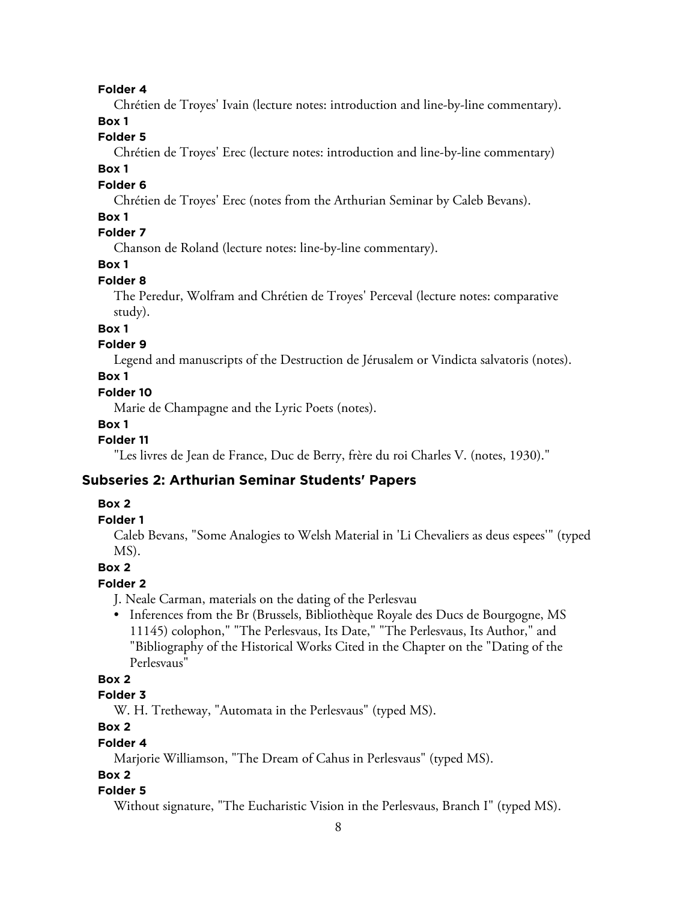**Folder 4**

Chrétien de Troyes' Ivain (lecture notes: introduction and line-by-line commentary).

**Box 1**

**Folder 5**

Chrétien de Troyes' Erec (lecture notes: introduction and line-by-line commentary)

**Box 1**

**Folder 6**

Chrétien de Troyes' Erec (notes from the Arthurian Seminar by Caleb Bevans).

**Box 1**

**Folder 7**

Chanson de Roland (lecture notes: line-by-line commentary).

**Box 1**

**Folder 8**

The Peredur, Wolfram and Chrétien de Troyes' Perceval (lecture notes: comparative study).

**Box 1**

**Folder 9**

Legend and manuscripts of the Destruction de Jérusalem or Vindicta salvatoris (notes).

**Box 1**

**Folder 10**

Marie de Champagne and the Lyric Poets (notes).

**Box 1**

**Folder 11**

"Les livres de Jean de France, Duc de Berry, frère du roi Charles V. (notes, 1930)."

## Subseries 2: Arthurian Seminar Students' Papers

**Box 2**

**Folder 1**

Caleb Bevans, "Some Analogies to Welsh Material in 'Li Chevaliers as deus espees'" (typed MS).

**Box 2**

**Folder 2**

J. Neale Carman, materials on the dating of the Perlesvau

- Inferences from the Br (Brussels, Bibliothèque Royale des Ducs de Bourgogne, MS 11145) colophon," "The Perlesvaus, Its Date," "The Perlesvaus, Its Author," and "Bibliography of the Historical Works Cited in the Chapter on the "Dating of the Perlesvaus"

**Box 2**

**Folder 3**

W. H. Tretheway, "Automata in the Perlesvaus" (typed MS).

**Box 2**

**Folder 4**

Marjorie Williamson, "The Dream of Cahus in Perlesvaus" (typed MS).

**Box 2**

**Folder 5**

Without signature, "The Eucharistic Vision in the Perlesvaus, Branch I" (typed MS).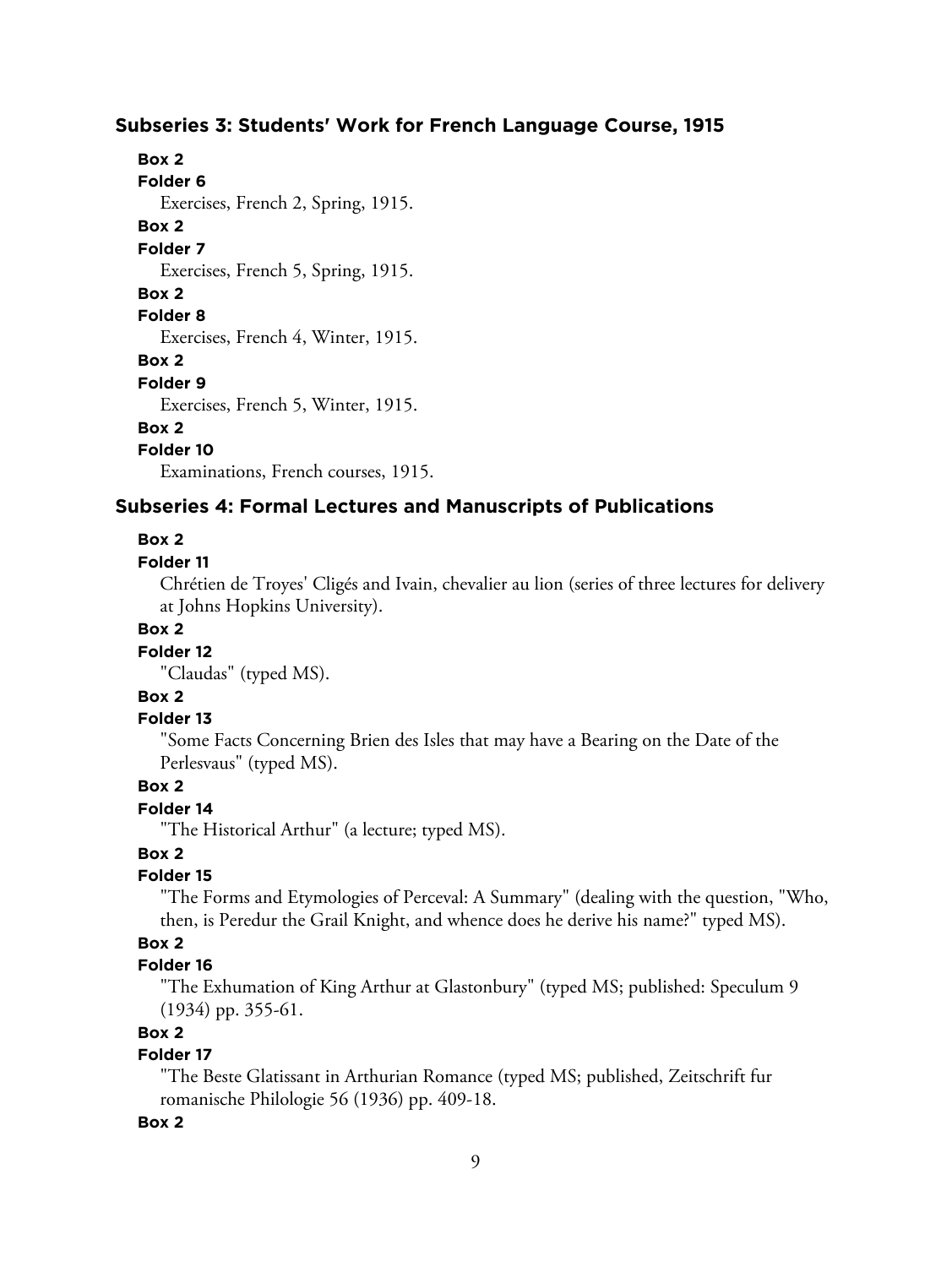### Subseries 3: Students' Work for French Language Course, 1915

**Box 2**
**Folder 6**
Exercises, French 2, Spring, 1915.

**Box 2**
**Folder 7**
Exercises, French 5, Spring, 1915.

**Box 2**
**Folder 8**
Exercises, French 4, Winter, 1915.

**Box 2**
**Folder 9**
Exercises, French 5, Winter, 1915.

**Box 2**
**Folder 10**
Examinations, French courses, 1915.

### Subseries 4: Formal Lectures and Manuscripts of Publications

**Box 2**
**Folder 11**
Chrétien de Troyes' Cligés and Ivain, chevalier au lion (series of three lectures for delivery at Johns Hopkins University).

**Box 2**
**Folder 12**
"Claudas" (typed MS).

**Box 2**
**Folder 13**
"Some Facts Concerning Brien des Isles that may have a Bearing on the Date of the Perlesvaus" (typed MS).

**Box 2**
**Folder 14**
"The Historical Arthur" (a lecture; typed MS).

**Box 2**
**Folder 15**
"The Forms and Etymologies of Perceval: A Summary" (dealing with the question, "Who, then, is Peredur the Grail Knight, and whence does he derive his name?" typed MS).

**Box 2**
**Folder 16**
"The Exhumation of King Arthur at Glastonbury" (typed MS; published: Speculum 9 (1934) pp. 355-61.

**Box 2**
**Folder 17**
"The Beste Glatissant in Arthurian Romance (typed MS; published, Zeitschrift fur romanische Philologie 56 (1936) pp. 409-18.

**Box 2**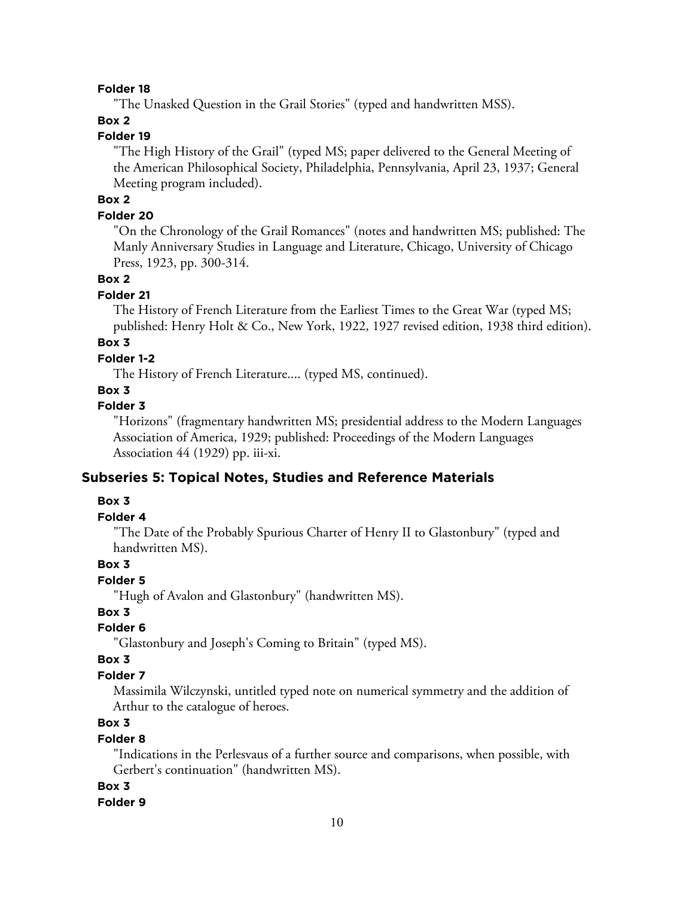**Folder 18**

"The Unasked Question in the Grail Stories" (typed and handwritten MSS).

**Box 2**

**Folder 19**

"The High History of the Grail" (typed MS; paper delivered to the General Meeting of the American Philosophical Society, Philadelphia, Pennsylvania, April 23, 1937; General Meeting program included).

**Box 2**

**Folder 20**

"On the Chronology of the Grail Romances" (notes and handwritten MS; published: The Manly Anniversary Studies in Language and Literature, Chicago, University of Chicago Press, 1923, pp. 300-314.

**Box 2**

**Folder 21**

The History of French Literature from the Earliest Times to the Great War (typed MS; published: Henry Holt & Co., New York, 1922, 1927 revised edition, 1938 third edition).

**Box 3**

**Folder 1-2**

The History of French Literature.... (typed MS, continued).

**Box 3**

**Folder 3**

"Horizons" (fragmentary handwritten MS; presidential address to the Modern Languages Association of America, 1929; published: Proceedings of the Modern Languages Association 44 (1929) pp. iii-xi.

### Subseries 5: Topical Notes, Studies and Reference Materials

**Box 3**

**Folder 4**

"The Date of the Probably Spurious Charter of Henry II to Glastonbury" (typed and handwritten MS).

**Box 3**

**Folder 5**

"Hugh of Avalon and Glastonbury" (handwritten MS).

**Box 3**

**Folder 6**

"Glastonbury and Joseph's Coming to Britain" (typed MS).

**Box 3**

**Folder 7**

Massimila Wilczynski, untitled typed note on numerical symmetry and the addition of Arthur to the catalogue of heroes.

**Box 3**

**Folder 8**

"Indications in the Perlesvaus of a further source and comparisons, when possible, with Gerbert's continuation" (handwritten MS).

**Box 3**

**Folder 9**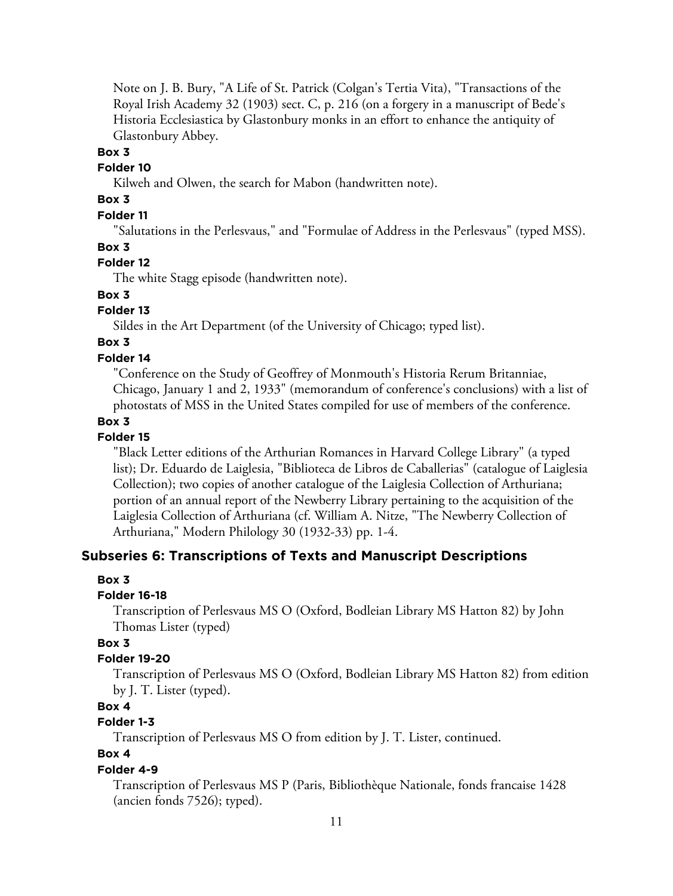Note on J. B. Bury, "A Life of St. Patrick (Colgan's Tertia Vita), "Transactions of the Royal Irish Academy 32 (1903) sect. C, p. 216 (on a forgery in a manuscript of Bede's Historia Ecclesiastica by Glastonbury monks in an effort to enhance the antiquity of Glastonbury Abbey.

**Box 3**

**Folder 10**

Kilweh and Olwen, the search for Mabon (handwritten note).

**Box 3**

**Folder 11**

"Salutations in the Perlesvaus," and "Formulae of Address in the Perlesvaus" (typed MSS).

**Box 3**

**Folder 12**

The white Stagg episode (handwritten note).

**Box 3**

**Folder 13**

Sildes in the Art Department (of the University of Chicago; typed list).

**Box 3**

**Folder 14**

"Conference on the Study of Geoffrey of Monmouth's Historia Rerum Britanniae, Chicago, January 1 and 2, 1933" (memorandum of conference's conclusions) with a list of photostats of MSS in the United States compiled for use of members of the conference.

**Box 3**

**Folder 15**

"Black Letter editions of the Arthurian Romances in Harvard College Library" (a typed list); Dr. Eduardo de Laiglesia, "Biblioteca de Libros de Caballerias" (catalogue of Laiglesia Collection); two copies of another catalogue of the Laiglesia Collection of Arthuriana; portion of an annual report of the Newberry Library pertaining to the acquisition of the Laiglesia Collection of Arthuriana (cf. William A. Nitze, "The Newberry Collection of Arthuriana," Modern Philology 30 (1932-33) pp. 1-4.

## Subseries 6: Transcriptions of Texts and Manuscript Descriptions

**Box 3**

**Folder 16-18**

Transcription of Perlesvaus MS O (Oxford, Bodleian Library MS Hatton 82) by John Thomas Lister (typed)

**Box 3**

**Folder 19-20**

Transcription of Perlesvaus MS O (Oxford, Bodleian Library MS Hatton 82) from edition by J. T. Lister (typed).

**Box 4**

**Folder 1-3**

Transcription of Perlesvaus MS O from edition by J. T. Lister, continued.

**Box 4**

**Folder 4-9**

Transcription of Perlesvaus MS P (Paris, Bibliothèque Nationale, fonds francaise 1428 (ancien fonds 7526); typed).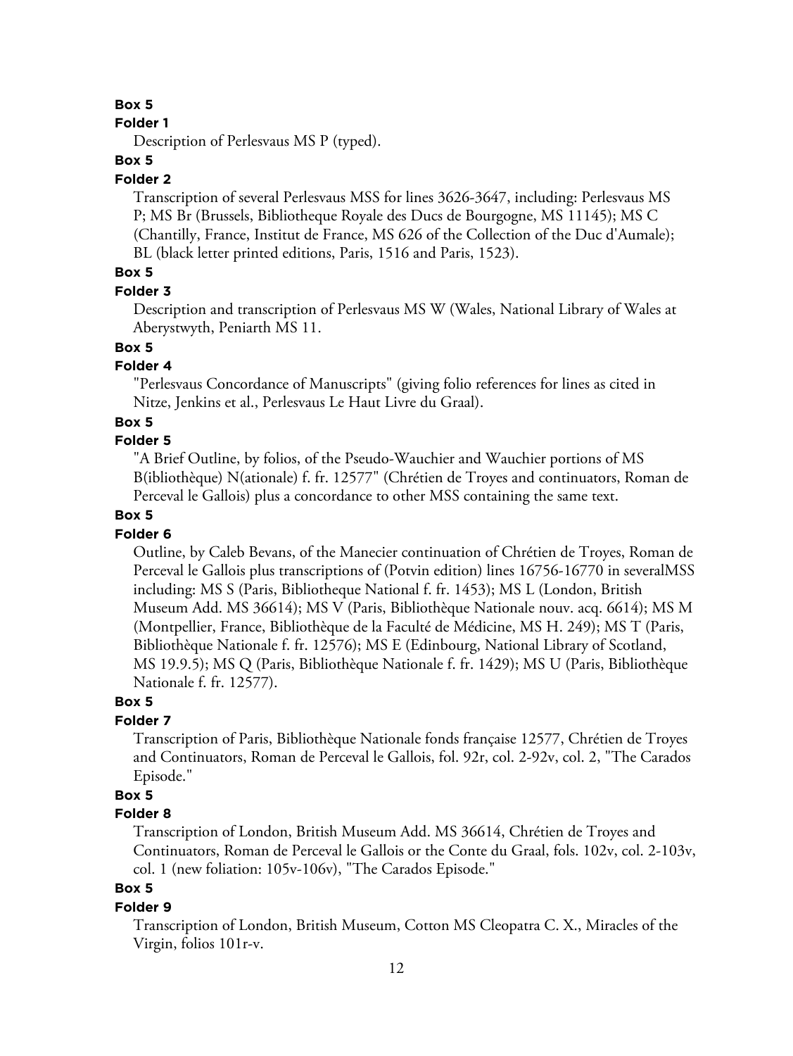**Box 5**

**Folder 1**

Description of Perlesvaus MS P (typed).

**Box 5**

**Folder 2**

Transcription of several Perlesvaus MSS for lines 3626-3647, including: Perlesvaus MS P; MS Br (Brussels, Bibliotheque Royale des Ducs de Bourgogne, MS 11145); MS C (Chantilly, France, Institut de France, MS 626 of the Collection of the Duc d'Aumale); BL (black letter printed editions, Paris, 1516 and Paris, 1523).

**Box 5**

**Folder 3**

Description and transcription of Perlesvaus MS W (Wales, National Library of Wales at Aberystwyth, Peniarth MS 11.

**Box 5**

**Folder 4**

"Perlesvaus Concordance of Manuscripts" (giving folio references for lines as cited in Nitze, Jenkins et al., Perlesvaus Le Haut Livre du Graal).

**Box 5**

**Folder 5**

"A Brief Outline, by folios, of the Pseudo-Wauchier and Wauchier portions of MS B(ibliothèque) N(ationale) f. fr. 12577" (Chrétien de Troyes and continuators, Roman de Perceval le Gallois) plus a concordance to other MSS containing the same text.

**Box 5**

**Folder 6**

Outline, by Caleb Bevans, of the Manecier continuation of Chrétien de Troyes, Roman de Perceval le Gallois plus transcriptions of (Potvin edition) lines 16756-16770 in severalMSS including: MS S (Paris, Bibliotheque National f. fr. 1453); MS L (London, British Museum Add. MS 36614); MS V (Paris, Bibliothèque Nationale nouv. acq. 6614); MS M (Montpellier, France, Bibliothèque de la Faculté de Médicine, MS H. 249); MS T (Paris, Bibliothèque Nationale f. fr. 12576); MS E (Edinbourg, National Library of Scotland, MS 19.9.5); MS Q (Paris, Bibliothèque Nationale f. fr. 1429); MS U (Paris, Bibliothèque Nationale f. fr. 12577).

**Box 5**

**Folder 7**

Transcription of Paris, Bibliothèque Nationale fonds française 12577, Chrétien de Troyes and Continuators, Roman de Perceval le Gallois, fol. 92r, col. 2-92v, col. 2, "The Carados Episode."

**Box 5**

**Folder 8**

Transcription of London, British Museum Add. MS 36614, Chrétien de Troyes and Continuators, Roman de Perceval le Gallois or the Conte du Graal, fols. 102v, col. 2-103v, col. 1 (new foliation: 105v-106v), "The Carados Episode."

**Box 5**

**Folder 9**

Transcription of London, British Museum, Cotton MS Cleopatra C. X., Miracles of the Virgin, folios 101r-v.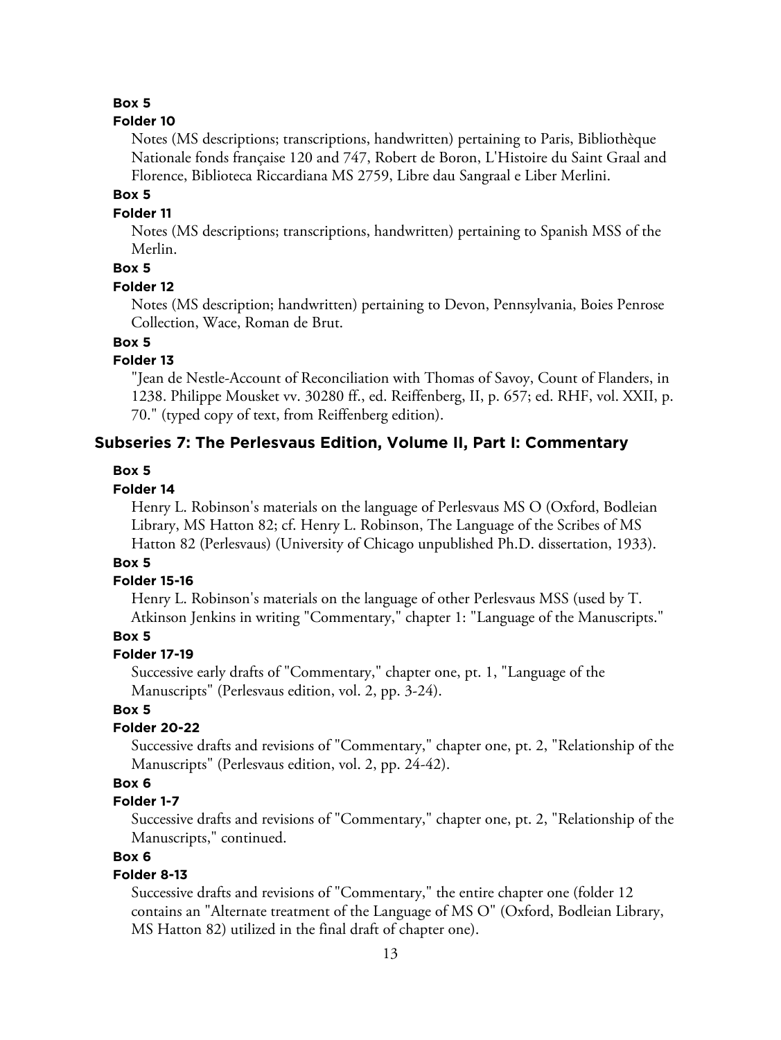**Box 5**

**Folder 10**

Notes (MS descriptions; transcriptions, handwritten) pertaining to Paris, Bibliothèque Nationale fonds française 120 and 747, Robert de Boron, L'Histoire du Saint Graal and Florence, Biblioteca Riccardiana MS 2759, Libre dau Sangraal e Liber Merlini.

**Box 5**

**Folder 11**

Notes (MS descriptions; transcriptions, handwritten) pertaining to Spanish MSS of the Merlin.

**Box 5**

**Folder 12**

Notes (MS description; handwritten) pertaining to Devon, Pennsylvania, Boies Penrose Collection, Wace, Roman de Brut.

**Box 5**

**Folder 13**

"Jean de Nestle-Account of Reconciliation with Thomas of Savoy, Count of Flanders, in 1238. Philippe Mousket vv. 30280 ff., ed. Reiffenberg, II, p. 657; ed. RHF, vol. XXII, p. 70." (typed copy of text, from Reiffenberg edition).

## Subseries 7: The Perlesvaus Edition, Volume II, Part I: Commentary

**Box 5**

**Folder 14**

Henry L. Robinson's materials on the language of Perlesvaus MS O (Oxford, Bodleian Library, MS Hatton 82; cf. Henry L. Robinson, The Language of the Scribes of MS Hatton 82 (Perlesvaus) (University of Chicago unpublished Ph.D. dissertation, 1933).

**Box 5**

**Folder 15-16**

Henry L. Robinson's materials on the language of other Perlesvaus MSS (used by T. Atkinson Jenkins in writing "Commentary," chapter 1: "Language of the Manuscripts."

**Box 5**

**Folder 17-19**

Successive early drafts of "Commentary," chapter one, pt. 1, "Language of the Manuscripts" (Perlesvaus edition, vol. 2, pp. 3-24).

**Box 5**

**Folder 20-22**

Successive drafts and revisions of "Commentary," chapter one, pt. 2, "Relationship of the Manuscripts" (Perlesvaus edition, vol. 2, pp. 24-42).

**Box 6**

**Folder 1-7**

Successive drafts and revisions of "Commentary," chapter one, pt. 2, "Relationship of the Manuscripts," continued.

**Box 6**

**Folder 8-13**

Successive drafts and revisions of "Commentary," the entire chapter one (folder 12 contains an "Alternate treatment of the Language of MS O" (Oxford, Bodleian Library, MS Hatton 82) utilized in the final draft of chapter one).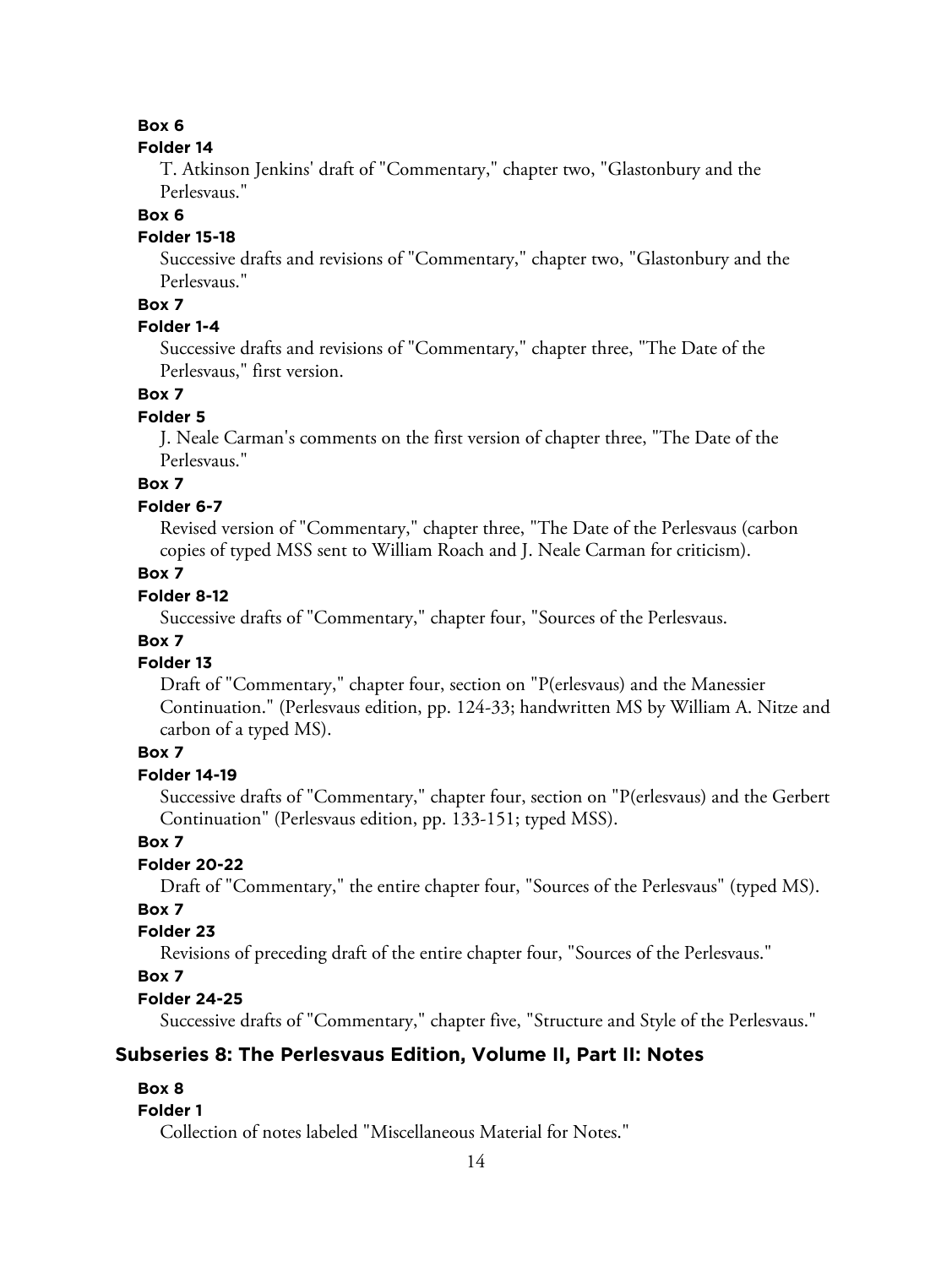**Box 6**

**Folder 14**

T. Atkinson Jenkins' draft of "Commentary," chapter two, "Glastonbury and the Perlesvaus."

**Box 6**

**Folder 15-18**

Successive drafts and revisions of "Commentary," chapter two, "Glastonbury and the Perlesvaus."

**Box 7**

**Folder 1-4**

Successive drafts and revisions of "Commentary," chapter three, "The Date of the Perlesvaus," first version.

**Box 7**

**Folder 5**

J. Neale Carman's comments on the first version of chapter three, "The Date of the Perlesvaus."

**Box 7**

**Folder 6-7**

Revised version of "Commentary," chapter three, "The Date of the Perlesvaus (carbon copies of typed MSS sent to William Roach and J. Neale Carman for criticism).

**Box 7**

**Folder 8-12**

Successive drafts of "Commentary," chapter four, "Sources of the Perlesvaus.

**Box 7**

**Folder 13**

Draft of "Commentary," chapter four, section on "P(erlesvaus) and the Manessier Continuation." (Perlesvaus edition, pp. 124-33; handwritten MS by William A. Nitze and carbon of a typed MS).

**Box 7**

**Folder 14-19**

Successive drafts of "Commentary," chapter four, section on "P(erlesvaus) and the Gerbert Continuation" (Perlesvaus edition, pp. 133-151; typed MSS).

**Box 7**

**Folder 20-22**

Draft of "Commentary," the entire chapter four, "Sources of the Perlesvaus" (typed MS).

**Box 7**

**Folder 23**

Revisions of preceding draft of the entire chapter four, "Sources of the Perlesvaus."

**Box 7**

**Folder 24-25**

Successive drafts of "Commentary," chapter five, "Structure and Style of the Perlesvaus."

## Subseries 8: The Perlesvaus Edition, Volume II, Part II: Notes

**Box 8**

**Folder 1**

Collection of notes labeled "Miscellaneous Material for Notes."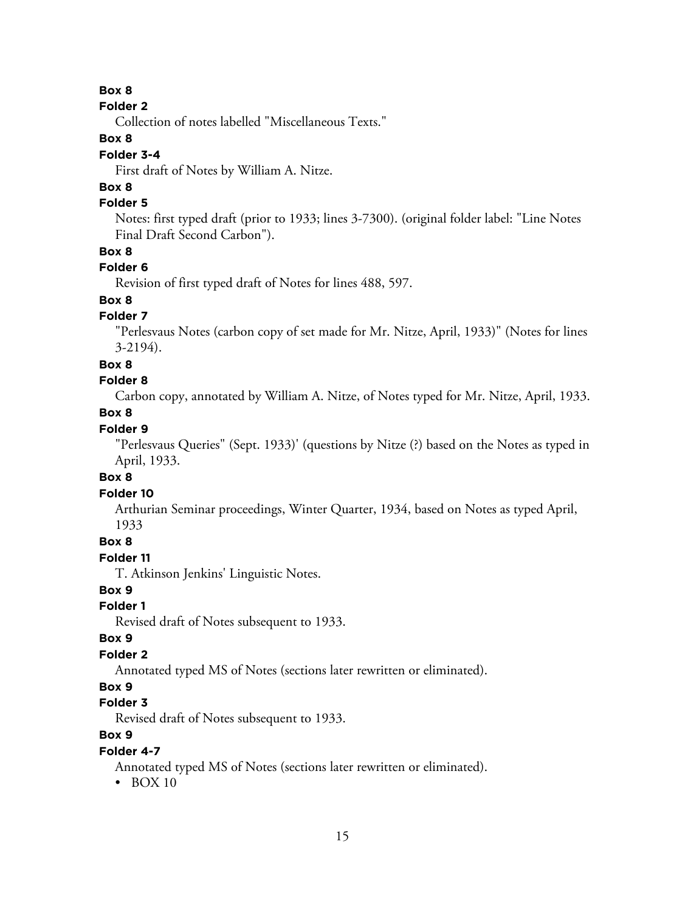**Box 8**

**Folder 2**

Collection of notes labelled "Miscellaneous Texts."

**Box 8**

**Folder 3-4**

First draft of Notes by William A. Nitze.

**Box 8**

**Folder 5**

Notes: first typed draft (prior to 1933; lines 3-7300). (original folder label: "Line Notes Final Draft Second Carbon").

**Box 8**

**Folder 6**

Revision of first typed draft of Notes for lines 488, 597.

**Box 8**

**Folder 7**

"Perlesvaus Notes (carbon copy of set made for Mr. Nitze, April, 1933)" (Notes for lines 3-2194).

**Box 8**

**Folder 8**

Carbon copy, annotated by William A. Nitze, of Notes typed for Mr. Nitze, April, 1933.

**Box 8**

**Folder 9**

"Perlesvaus Queries" (Sept. 1933)' (questions by Nitze (?) based on the Notes as typed in April, 1933.

**Box 8**

**Folder 10**

Arthurian Seminar proceedings, Winter Quarter, 1934, based on Notes as typed April, 1933

**Box 8**

**Folder 11**

T. Atkinson Jenkins' Linguistic Notes.

**Box 9**

**Folder 1**

Revised draft of Notes subsequent to 1933.

**Box 9**

**Folder 2**

Annotated typed MS of Notes (sections later rewritten or eliminated).

**Box 9**

**Folder 3**

Revised draft of Notes subsequent to 1933.

**Box 9**

**Folder 4-7**

Annotated typed MS of Notes (sections later rewritten or eliminated).

- BOX 10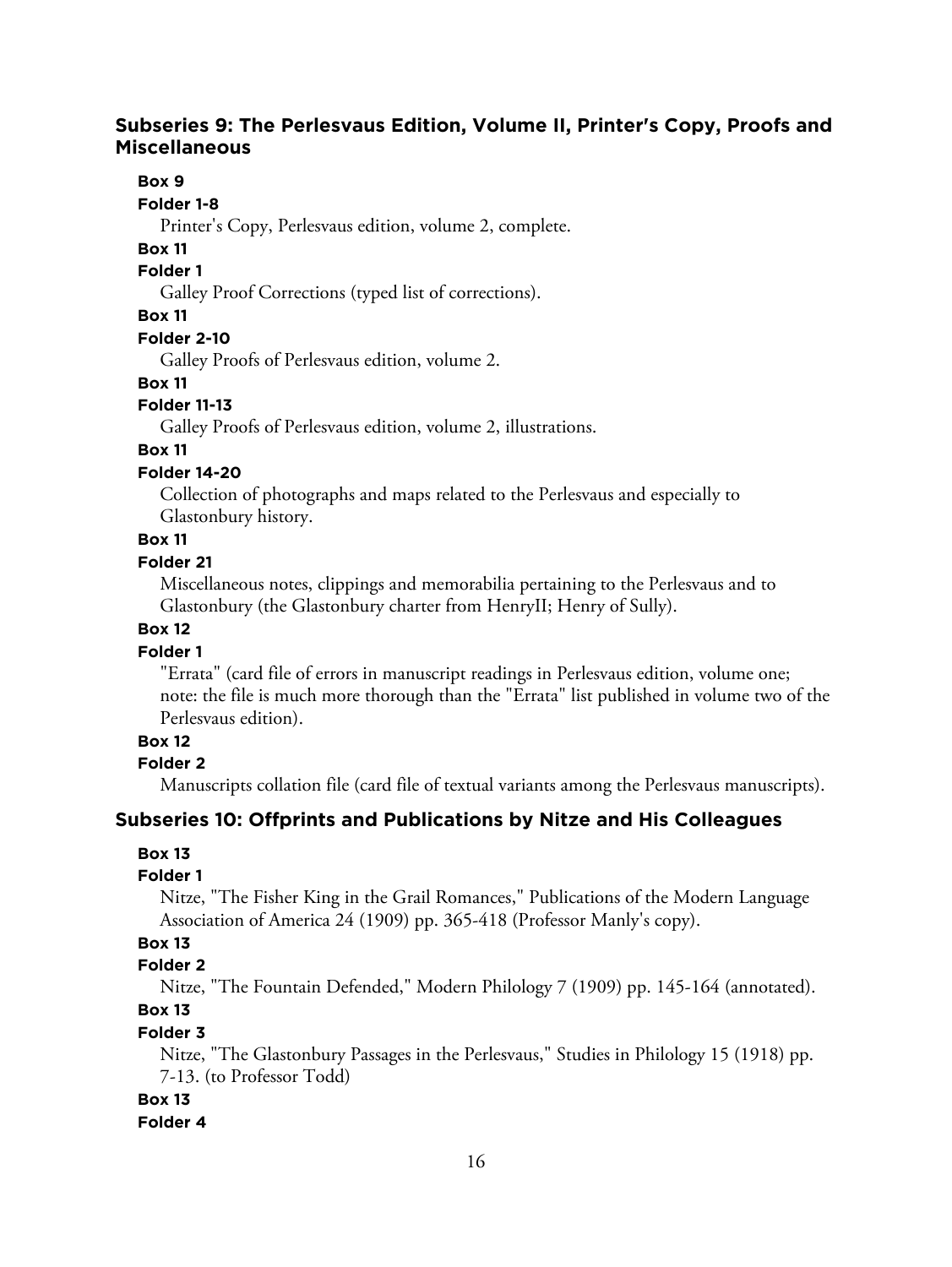### Subseries 9: The Perlesvaus Edition, Volume II, Printer's Copy, Proofs and Miscellaneous

**Box 9**

**Folder 1-8**

Printer's Copy, Perlesvaus edition, volume 2, complete.

**Box 11**

**Folder 1**

Galley Proof Corrections (typed list of corrections).

**Box 11**

**Folder 2-10**

Galley Proofs of Perlesvaus edition, volume 2.

**Box 11**

**Folder 11-13**

Galley Proofs of Perlesvaus edition, volume 2, illustrations.

**Box 11**

**Folder 14-20**

Collection of photographs and maps related to the Perlesvaus and especially to Glastonbury history.

**Box 11**

**Folder 21**

Miscellaneous notes, clippings and memorabilia pertaining to the Perlesvaus and to Glastonbury (the Glastonbury charter from HenryII; Henry of Sully).

**Box 12**

**Folder 1**

"Errata" (card file of errors in manuscript readings in Perlesvaus edition, volume one; note: the file is much more thorough than the "Errata" list published in volume two of the Perlesvaus edition).

**Box 12**

**Folder 2**

Manuscripts collation file (card file of textual variants among the Perlesvaus manuscripts).

### Subseries 10: Offprints and Publications by Nitze and His Colleagues

**Box 13**

**Folder 1**

Nitze, "The Fisher King in the Grail Romances," Publications of the Modern Language Association of America 24 (1909) pp. 365-418 (Professor Manly's copy).

**Box 13**

**Folder 2**

Nitze, "The Fountain Defended," Modern Philology 7 (1909) pp. 145-164 (annotated).

**Box 13**

**Folder 3**

Nitze, "The Glastonbury Passages in the Perlesvaus," Studies in Philology 15 (1918) pp. 7-13. (to Professor Todd)

**Box 13**

**Folder 4**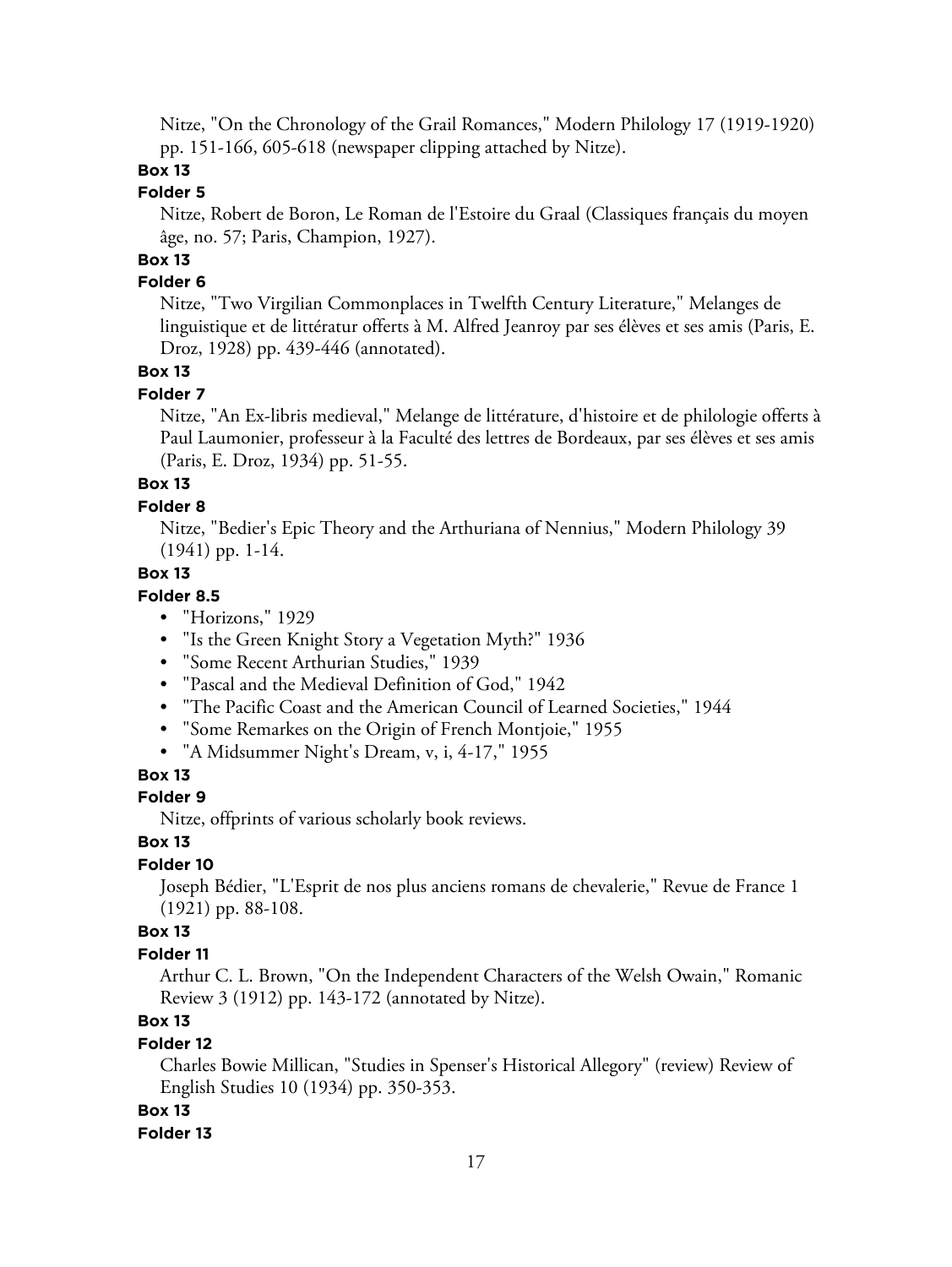Nitze, "On the Chronology of the Grail Romances," Modern Philology 17 (1919-1920) pp. 151-166, 605-618 (newspaper clipping attached by Nitze).

**Box 13**

**Folder 5**

Nitze, Robert de Boron, Le Roman de l'Estoire du Graal (Classiques français du moyen âge, no. 57; Paris, Champion, 1927).

**Box 13**

**Folder 6**

Nitze, "Two Virgilian Commonplaces in Twelfth Century Literature," Melanges de linguistique et de littératur offerts à M. Alfred Jeanroy par ses élèves et ses amis (Paris, E. Droz, 1928) pp. 439-446 (annotated).

**Box 13**

**Folder 7**

Nitze, "An Ex-libris medieval," Melange de littérature, d'histoire et de philologie offerts à Paul Laumonier, professeur à la Faculté des lettres de Bordeaux, par ses élèves et ses amis (Paris, E. Droz, 1934) pp. 51-55.

**Box 13**

**Folder 8**

Nitze, "Bedier's Epic Theory and the Arthuriana of Nennius," Modern Philology 39 (1941) pp. 1-14.

**Box 13**

**Folder 8.5**

- "Horizons," 1929
- "Is the Green Knight Story a Vegetation Myth?" 1936
- "Some Recent Arthurian Studies," 1939
- "Pascal and the Medieval Definition of God," 1942
- "The Pacific Coast and the American Council of Learned Societies," 1944
- "Some Remarkes on the Origin of French Montjoie," 1955
- "A Midsummer Night's Dream, v, i, 4-17," 1955

**Box 13**

**Folder 9**

Nitze, offprints of various scholarly book reviews.

**Box 13**

**Folder 10**

Joseph Bédier, "L'Esprit de nos plus anciens romans de chevalerie," Revue de France 1 (1921) pp. 88-108.

**Box 13**

**Folder 11**

Arthur C. L. Brown, "On the Independent Characters of the Welsh Owain," Romanic Review 3 (1912) pp. 143-172 (annotated by Nitze).

**Box 13**

**Folder 12**

Charles Bowie Millican, "Studies in Spenser's Historical Allegory" (review) Review of English Studies 10 (1934) pp. 350-353.

**Box 13**

**Folder 13**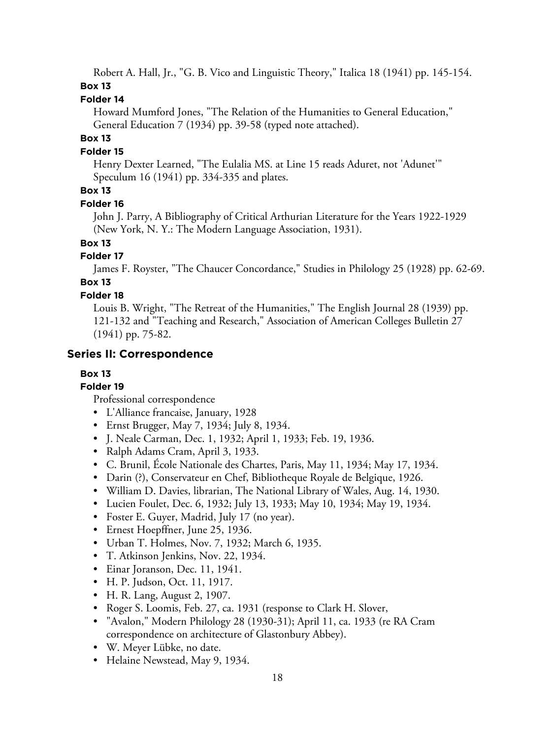Robert A. Hall, Jr., "G. B. Vico and Linguistic Theory," Italica 18 (1941) pp. 145-154.

**Box 13**

**Folder 14**

Howard Mumford Jones, "The Relation of the Humanities to General Education," General Education 7 (1934) pp. 39-58 (typed note attached).

**Box 13**

**Folder 15**

Henry Dexter Learned, "The Eulalia MS. at Line 15 reads Aduret, not 'Adunet'" Speculum 16 (1941) pp. 334-335 and plates.

**Box 13**

**Folder 16**

John J. Parry, A Bibliography of Critical Arthurian Literature for the Years 1922-1929 (New York, N. Y.: The Modern Language Association, 1931).

**Box 13**

**Folder 17**

James F. Royster, "The Chaucer Concordance," Studies in Philology 25 (1928) pp. 62-69.

**Box 13**

**Folder 18**

Louis B. Wright, "The Retreat of the Humanities," The English Journal 28 (1939) pp. 121-132 and "Teaching and Research," Association of American Colleges Bulletin 27 (1941) pp. 75-82.

## Series II: Correspondence

**Box 13**

**Folder 19**

Professional correspondence

- L'Alliance francaise, January, 1928
- Ernst Brugger, May 7, 1934; July 8, 1934.
- J. Neale Carman, Dec. 1, 1932; April 1, 1933; Feb. 19, 1936.
- Ralph Adams Cram, April 3, 1933.
- C. Brunil, École Nationale des Chartes, Paris, May 11, 1934; May 17, 1934.
- Darin (?), Conservateur en Chef, Bibliotheque Royale de Belgique, 1926.
- William D. Davies, librarian, The National Library of Wales, Aug. 14, 1930.
- Lucien Foulet, Dec. 6, 1932; July 13, 1933; May 10, 1934; May 19, 1934.
- Foster E. Guyer, Madrid, July 17 (no year).
- Ernest Hoepffner, June 25, 1936.
- Urban T. Holmes, Nov. 7, 1932; March 6, 1935.
- T. Atkinson Jenkins, Nov. 22, 1934.
- Einar Joranson, Dec. 11, 1941.
- H. P. Judson, Oct. 11, 1917.
- H. R. Lang, August 2, 1907.
- Roger S. Loomis, Feb. 27, ca. 1931 (response to Clark H. Slover,
- "Avalon," Modern Philology 28 (1930-31); April 11, ca. 1933 (re RA Cram correspondence on architecture of Glastonbury Abbey).
- W. Meyer Lübke, no date.
- Helaine Newstead, May 9, 1934.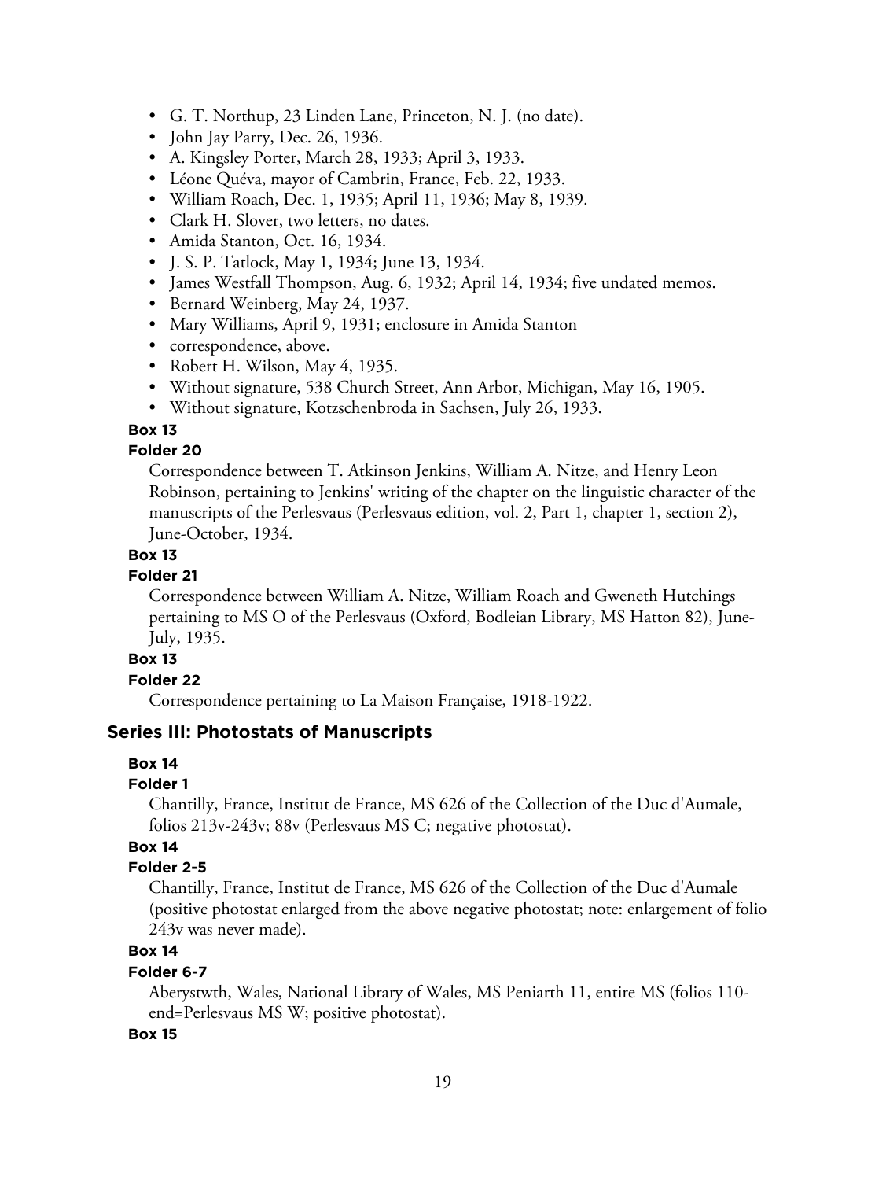- G. T. Northup, 23 Linden Lane, Princeton, N. J. (no date).
- John Jay Parry, Dec. 26, 1936.
- A. Kingsley Porter, March 28, 1933; April 3, 1933.
- Léone Quéva, mayor of Cambrin, France, Feb. 22, 1933.
- William Roach, Dec. 1, 1935; April 11, 1936; May 8, 1939.
- Clark H. Slover, two letters, no dates.
- Amida Stanton, Oct. 16, 1934.
- J. S. P. Tatlock, May 1, 1934; June 13, 1934.
- James Westfall Thompson, Aug. 6, 1932; April 14, 1934; five undated memos.
- Bernard Weinberg, May 24, 1937.
- Mary Williams, April 9, 1931; enclosure in Amida Stanton
- correspondence, above.
- Robert H. Wilson, May 4, 1935.
- Without signature, 538 Church Street, Ann Arbor, Michigan, May 16, 1905.
- Without signature, Kotzschenbroda in Sachsen, July 26, 1933.

**Box 13**

**Folder 20**

Correspondence between T. Atkinson Jenkins, William A. Nitze, and Henry Leon Robinson, pertaining to Jenkins' writing of the chapter on the linguistic character of the manuscripts of the Perlesvaus (Perlesvaus edition, vol. 2, Part 1, chapter 1, section 2), June-October, 1934.

**Box 13**

**Folder 21**

Correspondence between William A. Nitze, William Roach and Gweneth Hutchings pertaining to MS O of the Perlesvaus (Oxford, Bodleian Library, MS Hatton 82), June-July, 1935.

**Box 13**

**Folder 22**

Correspondence pertaining to La Maison Française, 1918-1922.

## Series III: Photostats of Manuscripts

**Box 14**

**Folder 1**

Chantilly, France, Institut de France, MS 626 of the Collection of the Duc d'Aumale, folios 213v-243v; 88v (Perlesvaus MS C; negative photostat).

**Box 14**

**Folder 2-5**

Chantilly, France, Institut de France, MS 626 of the Collection of the Duc d'Aumale (positive photostat enlarged from the above negative photostat; note: enlargement of folio 243v was never made).

**Box 14**

**Folder 6-7**

Aberystwth, Wales, National Library of Wales, MS Peniarth 11, entire MS (folios 110-end=Perlesvaus MS W; positive photostat).

**Box 15**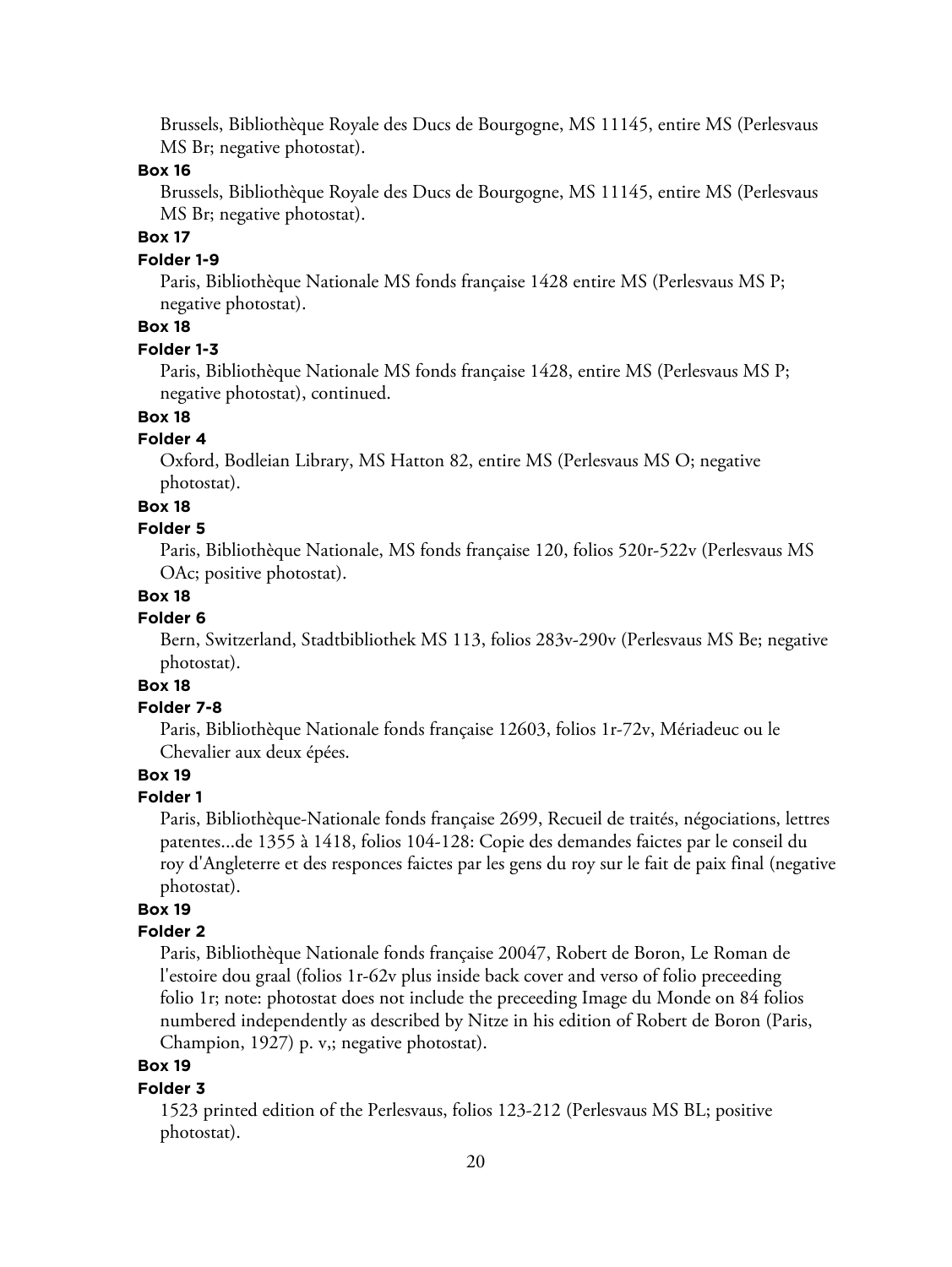Brussels, Bibliothèque Royale des Ducs de Bourgogne, MS 11145, entire MS (Perlesvaus MS Br; negative photostat).

**Box 16**

Brussels, Bibliothèque Royale des Ducs de Bourgogne, MS 11145, entire MS (Perlesvaus MS Br; negative photostat).

**Box 17**

**Folder 1-9**

Paris, Bibliothèque Nationale MS fonds française 1428 entire MS (Perlesvaus MS P; negative photostat).

**Box 18**

**Folder 1-3**

Paris, Bibliothèque Nationale MS fonds française 1428, entire MS (Perlesvaus MS P; negative photostat), continued.

**Box 18**

**Folder 4**

Oxford, Bodleian Library, MS Hatton 82, entire MS (Perlesvaus MS O; negative photostat).

**Box 18**

**Folder 5**

Paris, Bibliothèque Nationale, MS fonds française 120, folios 520r-522v (Perlesvaus MS OAc; positive photostat).

**Box 18**

**Folder 6**

Bern, Switzerland, Stadtbibliothek MS 113, folios 283v-290v (Perlesvaus MS Be; negative photostat).

**Box 18**

**Folder 7-8**

Paris, Bibliothèque Nationale fonds française 12603, folios 1r-72v, Mériadeuc ou le Chevalier aux deux épées.

**Box 19**

**Folder 1**

Paris, Bibliothèque-Nationale fonds française 2699, Recueil de traités, négociations, lettres patentes...de 1355 à 1418, folios 104-128: Copie des demandes faictes par le conseil du roy d'Angleterre et des responces faictes par les gens du roy sur le fait de paix final (negative photostat).

**Box 19**

**Folder 2**

Paris, Bibliothèque Nationale fonds française 20047, Robert de Boron, Le Roman de l'estoire dou graal (folios 1r-62v plus inside back cover and verso of folio preceeding folio 1r; note: photostat does not include the preceeding Image du Monde on 84 folios numbered independently as described by Nitze in his edition of Robert de Boron (Paris, Champion, 1927) p. v,; negative photostat).

**Box 19**

**Folder 3**

1523 printed edition of the Perlesvaus, folios 123-212 (Perlesvaus MS BL; positive photostat).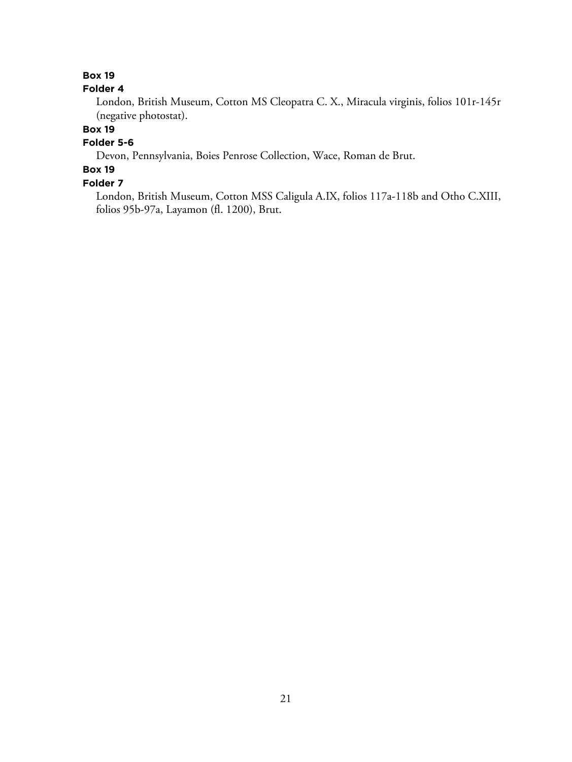**Box 19**
**Folder 4**

London, British Museum, Cotton MS Cleopatra C. X., Miracula virginis, folios 101r-145r (negative photostat).

**Box 19**
**Folder 5-6**

Devon, Pennsylvania, Boies Penrose Collection, Wace, Roman de Brut.

**Box 19**
**Folder 7**

London, British Museum, Cotton MSS Caligula A.IX, folios 117a-118b and Otho C.XIII, folios 95b-97a, Layamon (fl. 1200), Brut.